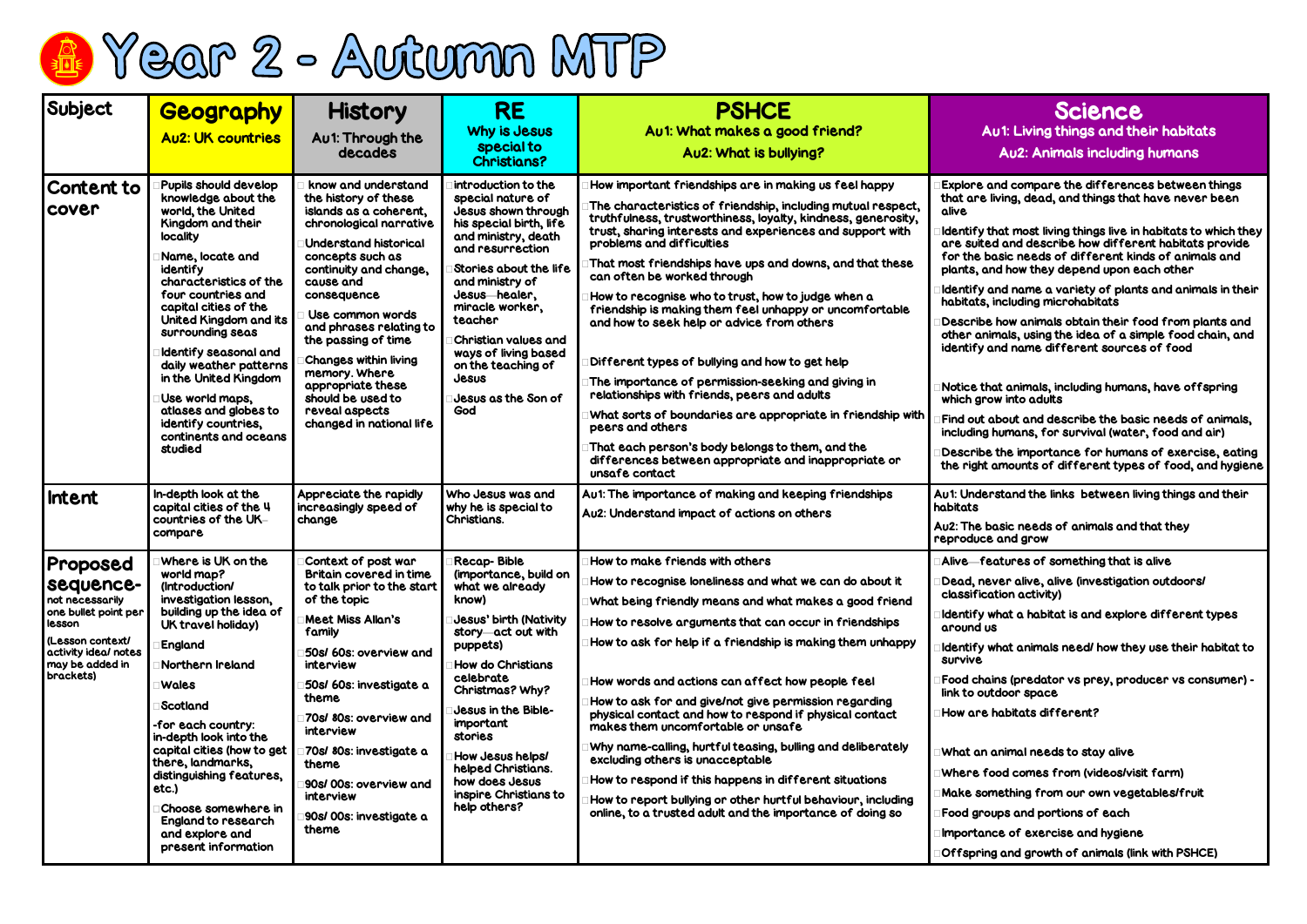# Year 2 - Autumn MTP

| Subject | Geography<br>Au2: UK countries | History<br>Au1: Through the decades | RE<br>Why is Jesus special to Christians? | PSHCE<br>Au1: What makes a good friend?<br>Au2: What is bullying? | Science<br>Au1: Living things and their habitats<br>Au2: Animals including humans |
|---|---|---|---|---|---|
| **Content to cover** | - Pupils should develop knowledge about the world, the United Kingdom and their locality<br>- Name, locate and identify characteristics of the four countries and capital cities of the United Kingdom and its surrounding seas<br>- Identify seasonal and daily weather patterns in the United Kingdom<br>- Use world maps, atlases and globes to identify countries, continents and oceans studied | - know and understand the history of these islands as a coherent, chronological narrative<br>- Understand historical concepts such as continuity and change, cause and consequence<br>- Use common words and phrases relating to the passing of time<br>- Changes within living memory. Where appropriate these should be used to reveal aspects changed in national life | - introduction to the special nature of Jesus shown through his special birth, life and ministry, death and resurrection<br>- Stories about the life and ministry of Jesus—healer, miracle worker, teacher<br>- Christian values and ways of living based on the teaching of Jesus<br>- Jesus as the Son of God | - How important friendships are in making us feel happy<br>- The characteristics of friendship, including mutual respect, truthfulness, trustworthiness, loyalty, kindness, generosity, trust, sharing interests and experiences and support with problems and difficulties<br>- That most friendships have ups and downs, and that these can often be worked through<br>- How to recognise who to trust, how to judge when a friendship is making them feel unhappy or uncomfortable and how to seek help or advice from others<br>- Different types of bullying and how to get help<br>- The importance of permission-seeking and giving in relationships with friends, peers and adults<br>- What sorts of boundaries are appropriate in friendship with peers and others<br>- That each person's body belongs to them, and the differences between appropriate and inappropriate or unsafe contact | - Explore and compare the differences between things that are living, dead, and things that have never been alive<br>- Identify that most living things live in habitats to which they are suited and describe how different habitats provide for the basic needs of different kinds of animals and plants, and how they depend upon each other<br>- Identify and name a variety of plants and animals in their habitats, including microhabitats<br>- Describe how animals obtain their food from plants and other animals, using the idea of a simple food chain, and identify and name different sources of food<br>- Notice that animals, including humans, have offspring which grow into adults<br>- Find out about and describe the basic needs of animals, including humans, for survival (water, food and air)<br>- Describe the importance for humans of exercise, eating the right amounts of different types of food, and hygiene |
| **Intent** | In-depth look at the capital cities of the 4 countries of the UK-compare | Appreciate the rapidly increasingly speed of change | Who Jesus was and why he is special to Christians. | Au1: The importance of making and keeping friendships<br>Au2: Understand impact of actions on others | Au1: Understand the links between living things and their habitats<br>Au2: The basic needs of animals and that they reproduce and grow |
| **Proposed sequence-** not necessarily one bullet point per lesson<br>(Lesson context/ activity idea/ notes may be added in brackets) | - Where is UK on the world map? (Introduction/ investigation lesson, building up the idea of UK travel holiday)<br>- England<br>- Northern Ireland<br>- Wales<br>- Scotland<br>-for each country: in-depth look into the capital cities (how to get there, landmarks, distinguishing features, etc.)<br>- Choose somewhere in England to research and explore and present information | - Context of post war Britain covered in time to talk prior to the start of the topic<br>- Meet Miss Allan's family<br>- 50s/ 60s: overview and interview<br>- 50s/ 60s: investigate a theme<br>- 70s/ 80s: overview and interview<br>- 70s/ 80s: investigate a theme<br>- 90s/ 00s: overview and interview<br>- 90s/ 00s: investigate a theme | - Recap- Bible (importance, build on what we already know)<br>- Jesus' birth (Nativity story—act out with puppets)<br>- How do Christians celebrate Christmas? Why?<br>- Jesus in the Bible- important stories<br>- How Jesus helps/ helped Christians. how does Jesus inspire Christians to help others? | - How to make friends with others<br>- How to recognise loneliness and what we can do about it<br>- What being friendly means and what makes a good friend<br>- How to resolve arguments that can occur in friendships<br>- How to ask for help if a friendship is making them unhappy<br>- How words and actions can affect how people feel<br>- How to ask for and give/not give permission regarding physical contact and how to respond if physical contact makes them uncomfortable or unsafe<br>- Why name-calling, hurtful teasing, bulling and deliberately excluding others is unacceptable<br>- How to respond if this happens in different situations<br>- How to report bullying or other hurtful behaviour, including online, to a trusted adult and the importance of doing so | - Alive—features of something that is alive<br>- Dead, never alive, alive (investigation outdoors/ classification activity)<br>- Identify what a habitat is and explore different types around us<br>- Identify what animals need/ how they use their habitat to survive<br>- Food chains (predator vs prey, producer vs consumer) - link to outdoor space<br>- How are habitats different?<br>- What an animal needs to stay alive<br>- Where food comes from (videos/visit farm)<br>- Make something from our own vegetables/fruit<br>- Food groups and portions of each<br>- Importance of exercise and hygiene<br>- Offspring and growth of animals (link with PSHCE) |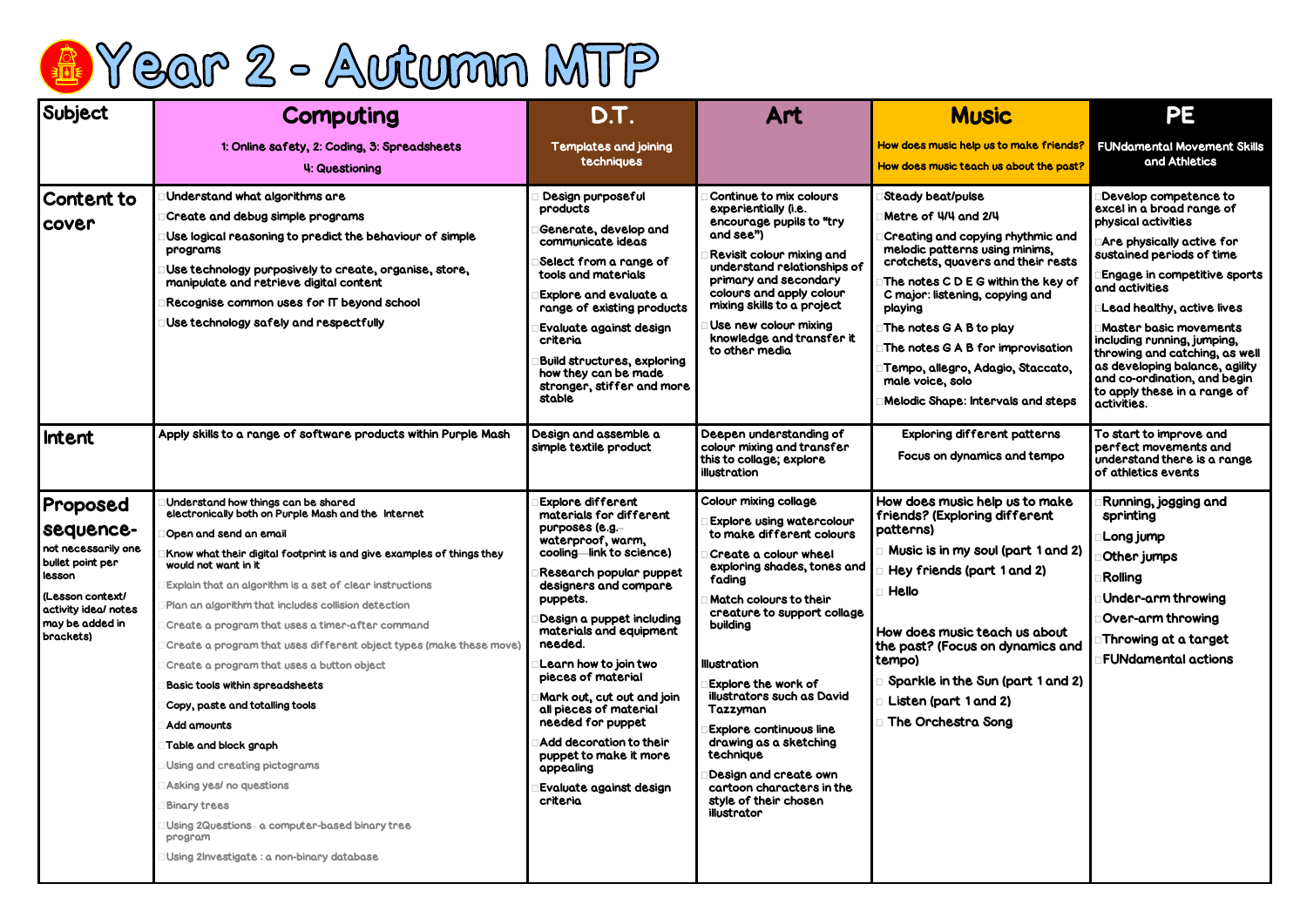# Year 2 - Autumn MTP

| Subject | Computing<br>1: Online safety, 2: Coding, 3: Spreadsheets<br>4: Questioning | D.T.<br>Templates and joining techniques | Art | Music<br>How does music help us to make friends?<br>How does music teach us about the past? | PE<br>FUNdamental Movement Skills and Athletics |
|---|---|---|---|---|---|
| Content to cover | Understand what algorithms are<br>Create and debug simple programs<br>Use logical reasoning to predict the behaviour of simple programs<br>Use technology purposively to create, organise, store, manipulate and retrieve digital content<br>Recognise common uses for IT beyond school<br>Use technology safely and respectfully | Design purposeful products<br>Generate, develop and communicate ideas<br>Select from a range of tools and materials<br>Explore and evaluate a range of existing products<br>Evaluate against design criteria<br>Build structures, exploring how they can be made stronger, stiffer and more stable | Continue to mix colours experientially (i.e. encourage pupils to "try and see")<br>Revisit colour mixing and understand relationships of primary and secondary colours and apply colour mixing skills to a project<br>Use new colour mixing knowledge and transfer it to other media | Steady beat/pulse<br>Metre of 4/4 and 2/4<br>Creating and copying rhythmic and melodic patterns using minims, crotchets, quavers and their rests<br>The notes C D E G within the key of C major: listening, copying and playing<br>The notes G A B to play<br>The notes G A B for improvisation<br>Tempo, allegro, Adagio, Staccato, male voice, solo<br>Melodic Shape: Intervals and steps | Develop competence to excel in a broad range of physical activities<br>Are physically active for sustained periods of time<br>Engage in competitive sports and activities<br>Lead healthy, active lives<br>Master basic movements including running, jumping, throwing and catching, as well as developing balance, agility and co-ordination, and begin to apply these in a range of activities. |
| Intent | Apply skills to a range of software products within Purple Mash | Design and assemble a simple textile product | Deepen understanding of colour mixing and transfer this to collage; explore illustration | Exploring different patterns<br>Focus on dynamics and tempo | To start to improve and perfect movements and understand there is a range of athletics events |
| Proposed sequence- not necessarily one bullet point per lesson<br>(Lesson context/ activity idea/ notes may be added in brackets) | Understand how things can be shared electronically both on Purple Mash and the Internet<br>Open and send an email<br>Know what their digital footprint is and give examples of things they would not want in it<br>Explain that an algorithm is a set of clear instructions<br>Plan an algorithm that includes collision detection<br>Create a program that uses a timer-after command<br>Create a program that uses different object types (make these move)<br>Create a program that uses a button object<br>Basic tools within spreadsheets<br>Copy, paste and totalling tools<br>Add amounts<br>Table and block graph<br>Using and creating pictograms<br>Asking yes/ no questions<br>Binary trees<br>Using 2Questions- a computer-based binary tree program<br>Using 2Investigate : a non-binary database | Explore different materials for different purposes (e.g.- waterproof, warm, cooling—link to science)<br>Research popular puppet designers and compare puppets.<br>Design a puppet including materials and equipment needed.<br>Learn how to join two pieces of material<br>Mark out, cut out and join all pieces of material needed for puppet<br>Add decoration to their puppet to make it more appealing<br>Evaluate against design criteria | Colour mixing collage<br>Explore using watercolour to make different colours<br>Create a colour wheel exploring shades, tones and fading<br>Match colours to their creature to support collage building<br><br>Illustration<br>Explore the work of illustrators such as David Tazzyman<br>Explore continuous line drawing as a sketching technique<br>Design and create own cartoon characters in the style of their chosen illustrator | How does music help us to make friends? (Exploring different patterns)<br>Music is in my soul (part 1 and 2)<br>Hey friends (part 1 and 2)<br>Hello<br><br>How does music teach us about the past? (Focus on dynamics and tempo)<br>Sparkle in the Sun (part 1 and 2)<br>Listen (part 1 and 2)<br>The Orchestra Song | Running, jogging and sprinting<br>Long jump<br>Other jumps<br>Rolling<br>Under-arm throwing<br>Over-arm throwing<br>Throwing at a target<br>FUNdamental actions |